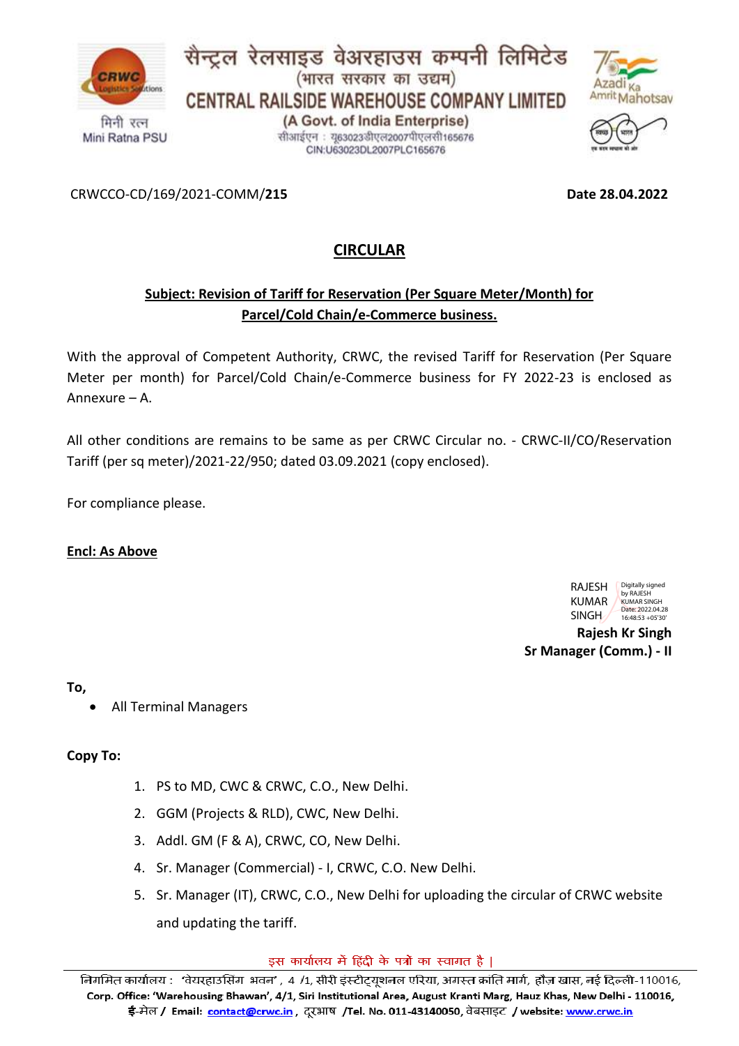सैन्ट्रल रेलसाइड वेअरहाउस कम्पनी लिमिटेड
(भारत सरकार का उद्यम)

# CENTRAL RAILSIDE WAREHOUSE COMPANY LIMITED

(A Govt. of India Enterprise)

सीआईएन : यू63023डीएल2007पीएलसी165676

CIN:U63023DL2007PLC165676

मिनी रत्न
Mini Ratna PSU

CRWCCO-CD/169/2021-COMM/**215** **Date 28.04.2022**

## CIRCULAR

**Subject: Revision of Tariff for Reservation (Per Square Meter/Month) for Parcel/Cold Chain/e-Commerce business.**

With the approval of Competent Authority, CRWC, the revised Tariff for Reservation (Per Square Meter per month) for Parcel/Cold Chain/e-Commerce business for FY 2022-23 is enclosed as Annexure – A.

All other conditions are remains to be same as per CRWC Circular no. - CRWC-II/CO/Reservation Tariff (per sq meter)/2021-22/950; dated 03.09.2021 (copy enclosed).

For compliance please.

**Encl: As Above**

RAJESH KUMAR SINGH
Digitally signed by RAJESH KUMAR SINGH
Date: 2022.04.28 16:48:53 +05'30'

**Rajesh Kr Singh**
**Sr Manager (Comm.) - II**

**To,**

- All Terminal Managers

**Copy To:**

1. PS to MD, CWC & CRWC, C.O., New Delhi.
2. GGM (Projects & RLD), CWC, New Delhi.
3. Addl. GM (F & A), CRWC, CO, New Delhi.
4. Sr. Manager (Commercial) - I, CRWC, C.O. New Delhi.
5. Sr. Manager (IT), CRWC, C.O., New Delhi for uploading the circular of CRWC website and updating the tariff.

इस कार्यालय में हिंदी के पत्रों का स्वागत है |

निगमित कार्यालय : 'वेयरहाउसिंग भवन', 4 /1, सीरी इंस्टीट्यूशनल एरिया, अगस्त क्रांति मार्ग, हौज़ खास, नई दिल्ली-110016,
**Corp. Office: 'Warehousing Bhawan', 4/1, Siri Institutional Area, August Kranti Marg, Hauz Khas, New Delhi - 110016,**
ई-मेल / Email: contact@crwc.in, दूरभाष /Tel. No. 011-43140050, वेबसाइट / website: www.crwc.in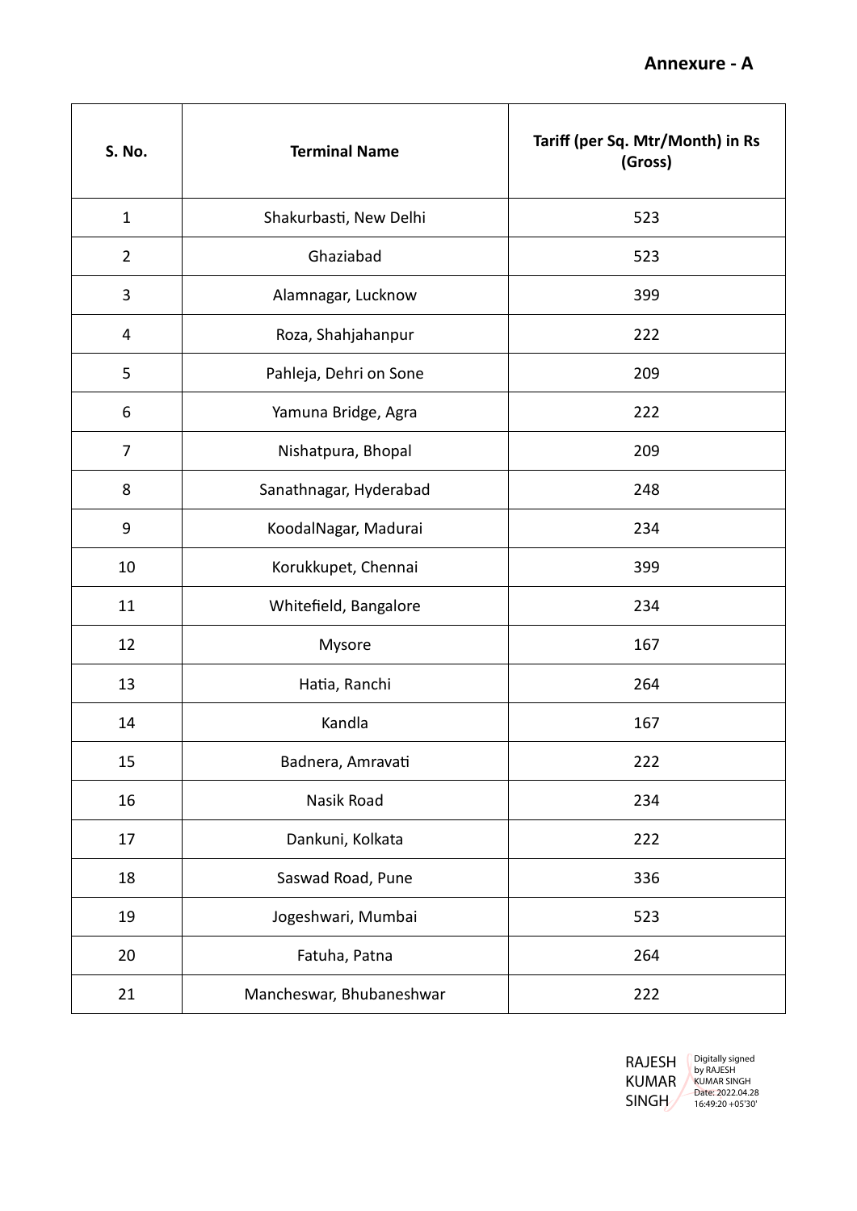**Annexure - A**

| S. No. | Terminal Name | Tariff (per Sq. Mtr/Month) in Rs (Gross) |
|---|---|---|
| 1 | Shakurbasti, New Delhi | 523 |
| 2 | Ghaziabad | 523 |
| 3 | Alamnagar, Lucknow | 399 |
| 4 | Roza, Shahjahanpur | 222 |
| 5 | Pahleja, Dehri on Sone | 209 |
| 6 | Yamuna Bridge, Agra | 222 |
| 7 | Nishatpura, Bhopal | 209 |
| 8 | Sanathnagar, Hyderabad | 248 |
| 9 | KoodalNagar, Madurai | 234 |
| 10 | Korukkupet, Chennai | 399 |
| 11 | Whitefield, Bangalore | 234 |
| 12 | Mysore | 167 |
| 13 | Hatia, Ranchi | 264 |
| 14 | Kandla | 167 |
| 15 | Badnera, Amravati | 222 |
| 16 | Nasik Road | 234 |
| 17 | Dankuni, Kolkata | 222 |
| 18 | Saswad Road, Pune | 336 |
| 19 | Jogeshwari, Mumbai | 523 |
| 20 | Fatuha, Patna | 264 |
| 21 | Mancheswar, Bhubaneshwar | 222 |

RAJESH KUMAR SINGH

Digitally signed by RAJESH KUMAR SINGH
Date: 2022.04.28 16:49:20 +05'30'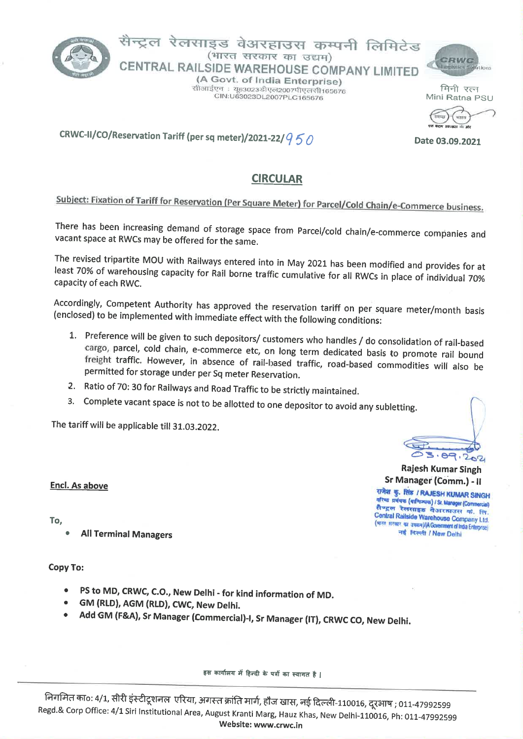सैन्ट्रल रेलसाइड वेअरहाउस कम्पनी लिमिटेड
(भारत सरकार का उद्यम)

# CENTRAL RAILSIDE WAREHOUSE COMPANY LIMITED

(A Govt. of India Enterprise)

सीआईएन : यू63023डीएल2007पीएलसी165676
CIN:U63023DL2007PLC165676

मिनी रत्न
Mini Ratna PSU

CRWC-II/CO/Reservation Tariff (per sq meter)/2021-22/950

Date 03.09.2021

## CIRCULAR

**Subject: Fixation of Tariff for Reservation (Per Square Meter) for Parcel/Cold Chain/e-Commerce business.**

There has been increasing demand of storage space from Parcel/cold chain/e-commerce companies and vacant space at RWCs may be offered for the same.

The revised tripartite MOU with Railways entered into in May 2021 has been modified and provides for at least 70% of warehousing capacity for Rail borne traffic cumulative for all RWCs in place of individual 70% capacity of each RWC.

Accordingly, Competent Authority has approved the reservation tariff on per square meter/month basis (enclosed) to be implemented with immediate effect with the following conditions:

1. Preference will be given to such depositors/ customers who handles / do consolidation of rail-based cargo, parcel, cold chain, e-commerce etc, on long term dedicated basis to promote rail bound freight traffic. However, in absence of rail-based traffic, road-based commodities will also be permitted for storage under per Sq meter Reservation.
2. Ratio of 70: 30 for Railways and Road Traffic to be strictly maintained.
3. Complete vacant space is not to be allotted to one depositor to avoid any subletting.

The tariff will be applicable till 31.03.2022.

03.09.2021

**Rajesh Kumar Singh**
**Sr Manager (Comm.) - II**

राजेश कु. सिंह / RAJESH KUMAR SINGH
वरिष्ठ प्रबंधक (वाणिज्य) / Sr. Manager (Commercial)
सैन्ट्रल रेलसाइड वेअरहाउस कं. लि.
Central Railside Warehouse Company Ltd.
(भारत सरकार का उपक्रम)/(A Government of India Enterprise)
नई दिल्ली / New Delhi

**Encl. As above**

**To,**

- **All Terminal Managers**

**Copy To:**

- **PS to MD, CRWC, C.O., New Delhi - for kind information of MD.**
- **GM (RLD), AGM (RLD), CWC, New Delhi.**
- **Add GM (F&A), Sr Manager (Commercial)-I, Sr Manager (IT), CRWC CO, New Delhi.**

इस कार्यालय में हिन्दी के पत्रों का स्वागत है ।

निगमित का०: 4/1, सीरी इंस्टीट्यूशनल एरिया, अगस्त क्रांति मार्ग, हौज खास, नई दिल्ली-110016, दूरभाष ; 011-47992599
Regd.& Corp Office: 4/1 Siri Institutional Area, August Kranti Marg, Hauz Khas, New Delhi-110016, Ph: 011-47992599
**Website: www.crwc.in**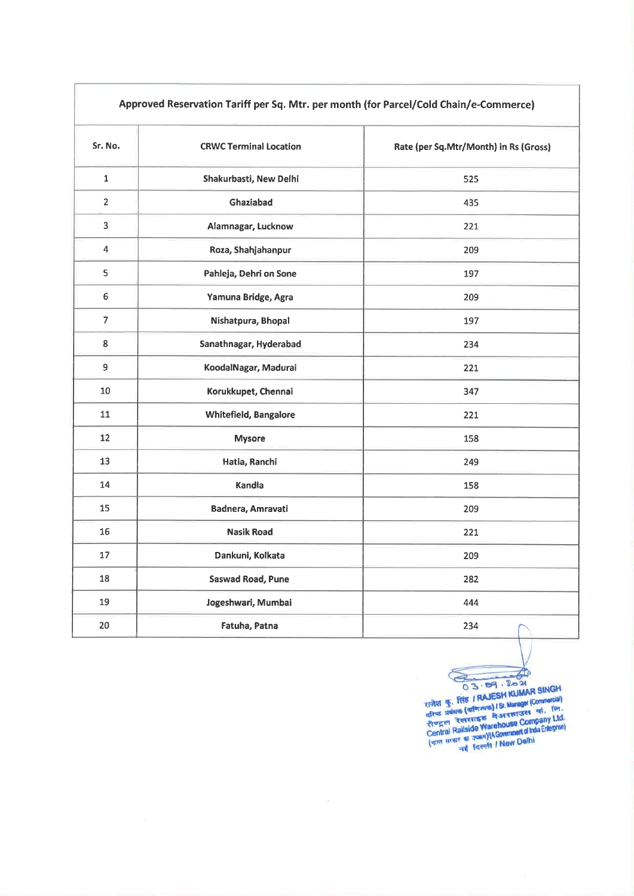| Approved Reservation Tariff per Sq. Mtr. per month (for Parcel/Cold Chain/e-Commerce) | | |
|---|---|---|
| **Sr. No.** | **CRWC Terminal Location** | **Rate (per Sq.Mtr/Month) in Rs (Gross)** |
| 1 | Shakurbasti, New Delhi | 525 |
| 2 | Ghaziabad | 435 |
| 3 | Alamnagar, Lucknow | 221 |
| 4 | Roza, Shahjahanpur | 209 |
| 5 | Pahleja, Dehri on Sone | 197 |
| 6 | Yamuna Bridge, Agra | 209 |
| 7 | Nishatpura, Bhopal | 197 |
| 8 | Sanathnagar, Hyderabad | 234 |
| 9 | KoodalNagar, Madurai | 221 |
| 10 | Korukkupet, Chennai | 347 |
| 11 | Whitefield, Bangalore | 221 |
| 12 | Mysore | 158 |
| 13 | Hatia, Ranchi | 249 |
| 14 | Kandla | 158 |
| 15 | Badnera, Amravati | 209 |
| 16 | Nasik Road | 221 |
| 17 | Dankuni, Kolkata | 209 |
| 18 | Saswad Road, Pune | 282 |
| 19 | Jogeshwari, Mumbai | 444 |
| 20 | Fatuha, Patna | 234 |

03.09.2021

राजेश कु. सिंह / RAJESH KUMAR SINGH
वरिष्ठ प्रबंधक (वाणिज्यिक) / Sr. Manager (Commercial)
सेन्ट्रल रेलसाइड वेयरहाउस कं. लि.
Central Railside Warehouse Company Ltd.
(भारत सरकार का उपक्रम) (A Government of India Enterprise)
नई दिल्ली / New Delhi